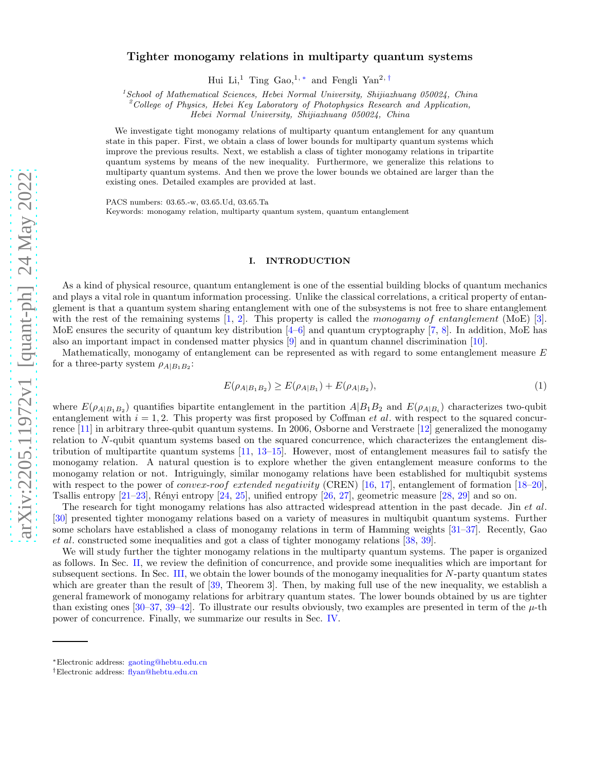# Tighter monogamy relations in multiparty quantum systems

Hui Li,[1] Ting Gao,[1,*] and Fengli Yan[2,†]

[1]*School of Mathematical Sciences, Hebei Normal University, Shijiazhuang 050024, China*
[2]*College of Physics, Hebei Key Laboratory of Photophysics Research and Application, Hebei Normal University, Shijiazhuang 050024, China*

We investigate tight monogamy relations of multiparty quantum entanglement for any quantum state in this paper. First, we obtain a class of lower bounds for multiparty quantum systems which improve the previous results. Next, we establish a class of tighter monogamy relations in tripartite quantum systems by means of the new inequality. Furthermore, we generalize this relations to multiparty quantum systems. And then we prove the lower bounds we obtained are larger than the existing ones. Detailed examples are provided at last.

PACS numbers: 03.65.-w, 03.65.Ud, 03.65.Ta
Keywords: monogamy relation, multiparty quantum system, quantum entanglement

## I. INTRODUCTION

As a kind of physical resource, quantum entanglement is one of the essential building blocks of quantum mechanics and plays a vital role in quantum information processing. Unlike the classical correlations, a critical property of entanglement is that a quantum system sharing entanglement with one of the subsystems is not free to share entanglement with the rest of the remaining systems [1, 2]. This property is called the *monogamy of entanglement* (MoE) [3]. MoE ensures the security of quantum key distribution [4–6] and quantum cryptography [7, 8]. In addition, MoE has also an important impact in condensed matter physics [9] and in quantum channel discrimination [10].

Mathematically, monogamy of entanglement can be represented as with regard to some entanglement measure $E$ for a three-party system $\rho_{A|B_1B_2}$:

$$E(\rho_{A|B_1B_2}) \geq E(\rho_{A|B_1}) + E(\rho_{A|B_2}), \tag{1}$$

where $E(\rho_{A|B_1B_2})$ quantifies bipartite entanglement in the partition $A|B_1B_2$ and $E(\rho_{A|B_i})$ characterizes two-qubit entanglement with $i = 1, 2$. This property was first proposed by Coffman *et al.* with respect to the squared concurrence [11] in arbitrary three-qubit quantum systems. In 2006, Osborne and Verstraete [12] generalized the monogamy relation to $N$-qubit quantum systems based on the squared concurrence, which characterizes the entanglement distribution of multipartite quantum systems [11, 13–15]. However, most of entanglement measures fail to satisfy the monogamy relation. A natural question is to explore whether the given entanglement measure conforms to the monogamy relation or not. Intriguingly, similar monogamy relations have been established for multiqubit systems with respect to the power of *convex-roof extended negativity* (CREN) [16, 17], entanglement of formation [18–20], Tsallis entropy [21–23], Rényi entropy [24, 25], unified entropy [26, 27], geometric measure [28, 29] and so on.

The research for tight monogamy relations has also attracted widespread attention in the past decade. Jin *et al.* [30] presented tighter monogamy relations based on a variety of measures in multiqubit quantum systems. Further some scholars have established a class of monogamy relations in term of Hamming weights [31–37]. Recently, Gao *et al.* constructed some inequalities and got a class of tighter monogamy relations [38, 39].

We will study further the tighter monogamy relations in the multiparty quantum systems. The paper is organized as follows. In Sec. II, we review the definition of concurrence, and provide some inequalities which are important for subsequent sections. In Sec. III, we obtain the lower bounds of the monogamy inequalities for $N$-party quantum states which are greater than the result of [39, Theorem 3]. Then, by making full use of the new inequality, we establish a general framework of monogamy relations for arbitrary quantum states. The lower bounds obtained by us are tighter than existing ones [30–37, 39–42]. To illustrate our results obviously, two examples are presented in term of the $\mu$-th power of concurrence. Finally, we summarize our results in Sec. IV.

---

*Electronic address: gaoting@hebtu.edu.cn
†Electronic address: flyan@hebtu.edu.cn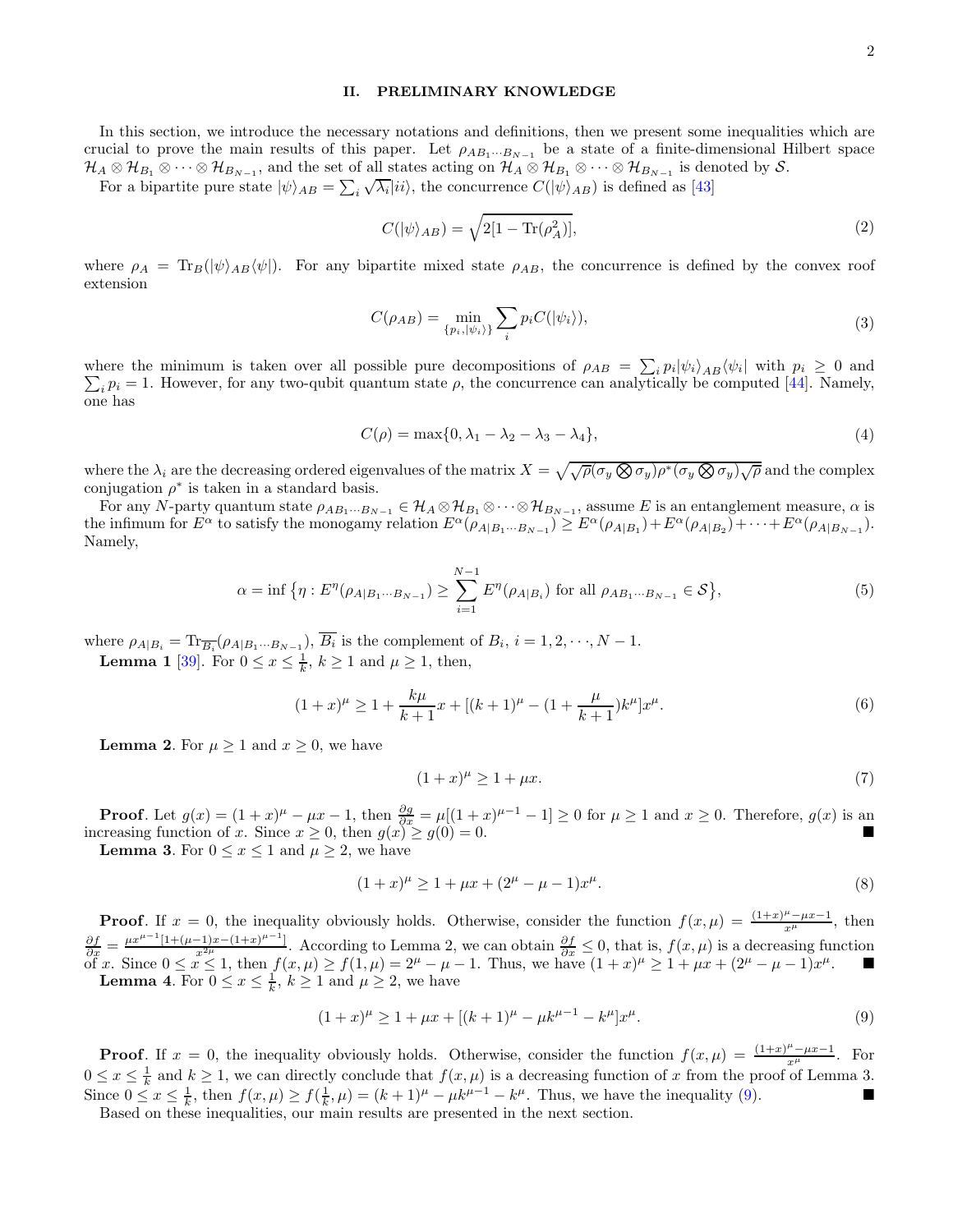## II. PRELIMINARY KNOWLEDGE

In this section, we introduce the necessary notations and definitions, then we present some inequalities which are crucial to prove the main results of this paper. Let $\rho_{AB_1\cdots B_{N-1}}$ be a state of a finite-dimensional Hilbert space $\mathcal{H}_A \otimes \mathcal{H}_{B_1} \otimes \cdots \otimes \mathcal{H}_{B_{N-1}}$, and the set of all states acting on $\mathcal{H}_A \otimes \mathcal{H}_{B_1} \otimes \cdots \otimes \mathcal{H}_{B_{N-1}}$ is denoted by $\mathcal{S}$.

For a bipartite pure state $|\psi\rangle_{AB} = \sum_i \sqrt{\lambda_i}|ii\rangle$, the concurrence $C(|\psi\rangle_{AB})$ is defined as [43]

$$C(|\psi\rangle_{AB}) = \sqrt{2[1 - \mathrm{Tr}(\rho_A^2)]}, \tag{2}$$

where $\rho_A = \mathrm{Tr}_B(|\psi\rangle_{AB}\langle\psi|)$. For any bipartite mixed state $\rho_{AB}$, the concurrence is defined by the convex roof extension

$$C(\rho_{AB}) = \min_{\{p_i, |\psi_i\rangle\}} \sum_i p_i C(|\psi_i\rangle), \tag{3}$$

where the minimum is taken over all possible pure decompositions of $\rho_{AB} = \sum_i p_i |\psi_i\rangle_{AB}\langle\psi_i|$ with $p_i \geq 0$ and $\sum_i p_i = 1$. However, for any two-qubit quantum state $\rho$, the concurrence can analytically be computed [44]. Namely, one has

$$C(\rho) = \max\{0, \lambda_1 - \lambda_2 - \lambda_3 - \lambda_4\}, \tag{4}$$

where the $\lambda_i$ are the decreasing ordered eigenvalues of the matrix $X = \sqrt{\sqrt{\rho}(\sigma_y \bigotimes \sigma_y)\rho^*(\sigma_y \bigotimes \sigma_y)\sqrt{\rho}}$ and the complex conjugation $\rho^*$ is taken in a standard basis.

For any $N$-party quantum state $\rho_{AB_1\cdots B_{N-1}} \in \mathcal{H}_A \otimes \mathcal{H}_{B_1} \otimes \cdots \otimes \mathcal{H}_{B_{N-1}}$, assume $E$ is an entanglement measure, $\alpha$ is the infimum for $E^\alpha$ to satisfy the monogamy relation $E^\alpha(\rho_{A|B_1\cdots B_{N-1}}) \geq E^\alpha(\rho_{A|B_1}) + E^\alpha(\rho_{A|B_2}) + \cdots + E^\alpha(\rho_{A|B_{N-1}})$. Namely,

$$\alpha = \inf\big\{\eta : E^\eta(\rho_{A|B_1\cdots B_{N-1}}) \geq \sum_{i=1}^{N-1} E^\eta(\rho_{A|B_i}) \text{ for all } \rho_{AB_1\cdots B_{N-1}} \in \mathcal{S}\big\}, \tag{5}$$

where $\rho_{A|B_i} = \mathrm{Tr}_{\overline{B_i}}(\rho_{A|B_1\cdots B_{N-1}})$, $\overline{B_i}$ is the complement of $B_i$, $i = 1, 2, \cdots, N-1$.

**Lemma 1** [39]. For $0 \leq x \leq \frac{1}{k}$, $k \geq 1$ and $\mu \geq 1$, then,

$$(1+x)^\mu \geq 1 + \frac{k\mu}{k+1}x + [(k+1)^\mu - (1 + \frac{\mu}{k+1})k^\mu]x^\mu. \tag{6}$$

**Lemma 2**. For $\mu \geq 1$ and $x \geq 0$, we have

$$(1+x)^\mu \geq 1 + \mu x. \tag{7}$$

**Proof**. Let $g(x) = (1+x)^\mu - \mu x - 1$, then $\frac{\partial g}{\partial x} = \mu[(1+x)^{\mu-1} - 1] \geq 0$ for $\mu \geq 1$ and $x \geq 0$. Therefore, $g(x)$ is an increasing function of $x$. Since $x \geq 0$, then $g(x) \geq g(0) = 0$. ■

**Lemma 3**. For $0 \leq x \leq 1$ and $\mu \geq 2$, we have

$$(1+x)^\mu \geq 1 + \mu x + (2^\mu - \mu - 1)x^\mu. \tag{8}$$

**Proof**. If $x = 0$, the inequality obviously holds. Otherwise, consider the function $f(x, \mu) = \frac{(1+x)^\mu - \mu x - 1}{x^\mu}$, then $\frac{\partial f}{\partial x} = \frac{\mu x^{\mu-1}[1 + (\mu-1)x - (1+x)^{\mu-1}]}{x^{2\mu}}$. According to Lemma 2, we can obtain $\frac{\partial f}{\partial x} \leq 0$, that is, $f(x, \mu)$ is a decreasing function of $x$. Since $0 \leq x \leq 1$, then $f(x, \mu) \geq f(1, \mu) = 2^\mu - \mu - 1$. Thus, we have $(1+x)^\mu \geq 1 + \mu x + (2^\mu - \mu - 1)x^\mu$. ■

**Lemma 4**. For $0 \leq x \leq \frac{1}{k}$, $k \geq 1$ and $\mu \geq 2$, we have

$$(1+x)^\mu \geq 1 + \mu x + [(k+1)^\mu - \mu k^{\mu-1} - k^\mu]x^\mu. \tag{9}$$

**Proof**. If $x = 0$, the inequality obviously holds. Otherwise, consider the function $f(x, \mu) = \frac{(1+x)^\mu - \mu x - 1}{x^\mu}$. For $0 \leq x \leq \frac{1}{k}$ and $k \geq 1$, we can directly conclude that $f(x, \mu)$ is a decreasing function of $x$ from the proof of Lemma 3. Since $0 \leq x \leq \frac{1}{k}$, then $f(x, \mu) \geq f(\frac{1}{k}, \mu) = (k+1)^\mu - \mu k^{\mu-1} - k^\mu$. Thus, we have the inequality (9). ■

Based on these inequalities, our main results are presented in the next section.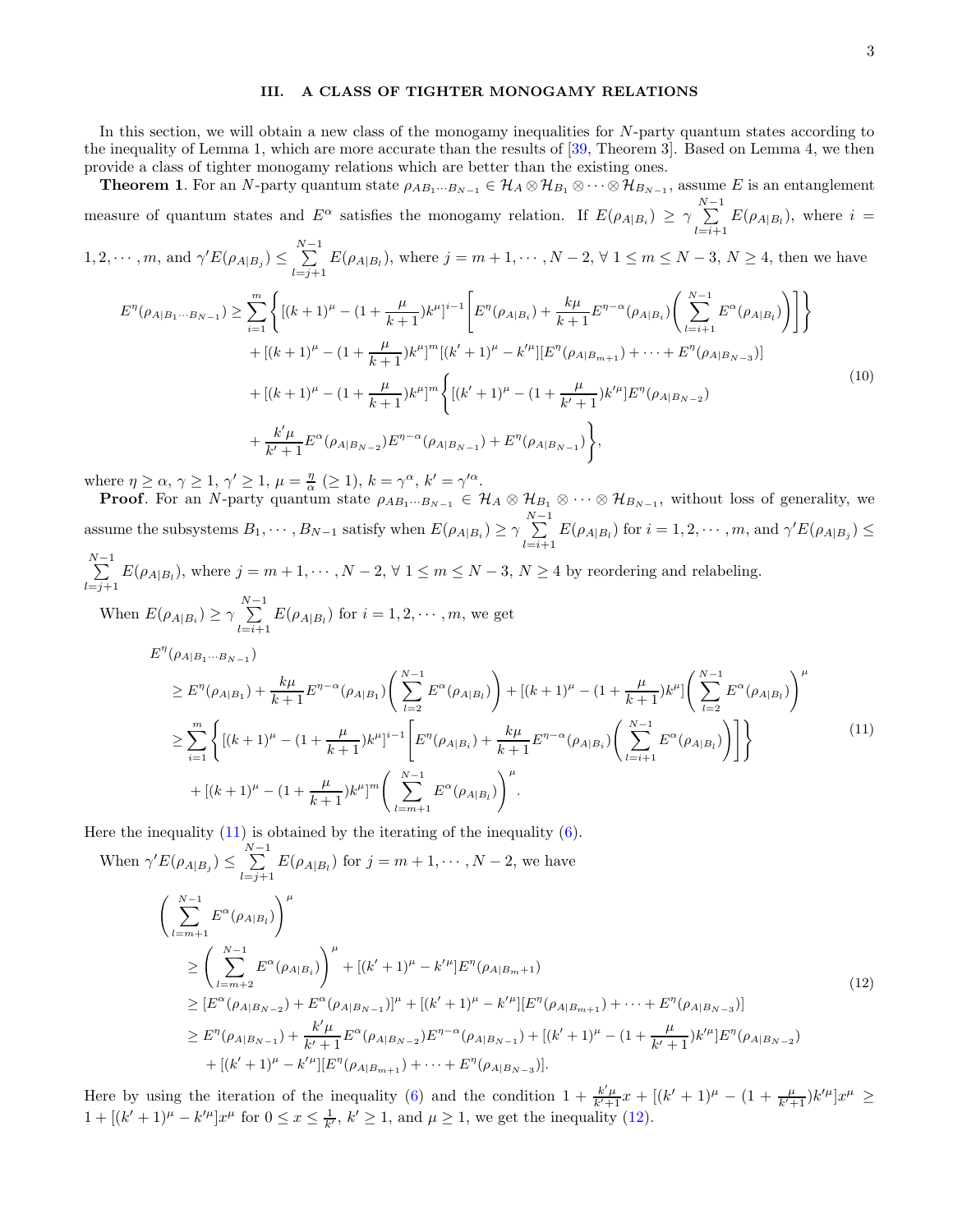## III. A CLASS OF TIGHTER MONOGAMY RELATIONS

In this section, we will obtain a new class of the monogamy inequalities for $N$-party quantum states according to the inequality of Lemma 1, which are more accurate than the results of [39, Theorem 3]. Based on Lemma 4, we then provide a class of tighter monogamy relations which are better than the existing ones.

**Theorem 1**. For an $N$-party quantum state $\rho_{AB_1\cdots B_{N-1}} \in \mathcal{H}_A \otimes \mathcal{H}_{B_1} \otimes \cdots \otimes \mathcal{H}_{B_{N-1}}$, assume $E$ is an entanglement measure of quantum states and $E^\alpha$ satisfies the monogamy relation. If $E(\rho_{A|B_i}) \geq \gamma \sum\limits_{l=i+1}^{N-1} E(\rho_{A|B_l})$, where $i = 1, 2, \cdots, m$, and $\gamma' E(\rho_{A|B_j}) \leq \sum\limits_{l=j+1}^{N-1} E(\rho_{A|B_l})$, where $j = m+1, \cdots, N-2$, $\forall\ 1 \leq m \leq N-3$, $N \geq 4$, then we have

$$
\begin{aligned}
E^\eta(\rho_{A|B_1\cdots B_{N-1}}) \geq & \sum_{i=1}^{m} \Bigg\{ [(k+1)^\mu - (1+\frac{\mu}{k+1})k^\mu]^{i-1} \Bigg[ E^\eta(\rho_{A|B_i}) + \frac{k\mu}{k+1} E^{\eta-\alpha}(\rho_{A|B_i}) \Bigg( \sum_{l=i+1}^{N-1} E^\alpha(\rho_{A|B_l}) \Bigg) \Bigg] \Bigg\} \\
& + [(k+1)^\mu - (1+\frac{\mu}{k+1})k^\mu]^m [(k'+1)^\mu - k'^\mu][E^\eta(\rho_{A|B_{m+1}}) + \cdots + E^\eta(\rho_{A|B_{N-3}})] \\
& + [(k+1)^\mu - (1+\frac{\mu}{k+1})k^\mu]^m \Bigg\{ [(k'+1)^\mu - (1+\frac{\mu}{k'+1})k'^\mu] E^\eta(\rho_{A|B_{N-2}}) \\
& + \frac{k'\mu}{k'+1} E^\alpha(\rho_{A|B_{N-2}}) E^{\eta-\alpha}(\rho_{A|B_{N-1}}) + E^\eta(\rho_{A|B_{N-1}}) \Bigg\},
\end{aligned} \tag{10}
$$

where $\eta \geq \alpha$, $\gamma \geq 1$, $\gamma' \geq 1$, $\mu = \frac{\eta}{\alpha}$ $(\geq 1)$, $k = \gamma^\alpha$, $k' = \gamma'^\alpha$.

**Proof**. For an $N$-party quantum state $\rho_{AB_1\cdots B_{N-1}} \in \mathcal{H}_A \otimes \mathcal{H}_{B_1} \otimes \cdots \otimes \mathcal{H}_{B_{N-1}}$, without loss of generality, we assume the subsystems $B_1, \cdots, B_{N-1}$ satisfy when $E(\rho_{A|B_i}) \geq \gamma \sum\limits_{l=i+1}^{N-1} E(\rho_{A|B_l})$ for $i = 1, 2, \cdots, m$, and $\gamma' E(\rho_{A|B_j}) \leq \sum\limits_{l=j+1}^{N-1} E(\rho_{A|B_l})$, where $j = m+1, \cdots, N-2$, $\forall\ 1 \leq m \leq N-3$, $N \geq 4$ by reordering and relabeling.

When $E(\rho_{A|B_i}) \geq \gamma \sum\limits_{l=i+1}^{N-1} E(\rho_{A|B_l})$ for $i = 1, 2, \cdots, m$, we get

$$
\begin{aligned}
& E^\eta(\rho_{A|B_1\cdots B_{N-1}}) \\
& \geq E^\eta(\rho_{A|B_1}) + \frac{k\mu}{k+1} E^{\eta-\alpha}(\rho_{A|B_1}) \Bigg( \sum_{l=2}^{N-1} E^\alpha(\rho_{A|B_l}) \Bigg) + [(k+1)^\mu - (1+\frac{\mu}{k+1})k^\mu] \Bigg( \sum_{l=2}^{N-1} E^\alpha(\rho_{A|B_l}) \Bigg)^\mu \\
& \geq \sum_{i=1}^{m} \Bigg\{ [(k+1)^\mu - (1+\frac{\mu}{k+1})k^\mu]^{i-1} \Bigg[ E^\eta(\rho_{A|B_i}) + \frac{k\mu}{k+1} E^{\eta-\alpha}(\rho_{A|B_i}) \Bigg( \sum_{l=i+1}^{N-1} E^\alpha(\rho_{A|B_l}) \Bigg) \Bigg] \Bigg\} \\
& \quad + [(k+1)^\mu - (1+\frac{\mu}{k+1})k^\mu]^m \Bigg( \sum_{l=m+1}^{N-1} E^\alpha(\rho_{A|B_l}) \Bigg)^\mu .
\end{aligned} \tag{11}
$$

Here the inequality (11) is obtained by the iterating of the inequality (6).

When $\gamma' E(\rho_{A|B_j}) \leq \sum\limits_{l=j+1}^{N-1} E(\rho_{A|B_l})$ for $j = m+1, \cdots, N-2$, we have

$$
\begin{aligned}
& \Bigg( \sum_{l=m+1}^{N-1} E^\alpha(\rho_{A|B_l}) \Bigg)^\mu \\
& \geq \Bigg( \sum_{l=m+2}^{N-1} E^\alpha(\rho_{A|B_i}) \Bigg)^\mu + [(k'+1)^\mu - k'^\mu] E^\eta(\rho_{A|B_{m+1}}) \\
& \geq [E^\alpha(\rho_{A|B_{N-2}}) + E^\alpha(\rho_{A|B_{N-1}})]^\mu + [(k'+1)^\mu - k'^\mu][E^\eta(\rho_{A|B_{m+1}}) + \cdots + E^\eta(\rho_{A|B_{N-3}})] \\
& \geq E^\eta(\rho_{A|B_{N-1}}) + \frac{k'\mu}{k'+1} E^\alpha(\rho_{A|B_{N-2}}) E^{\eta-\alpha}(\rho_{A|B_{N-1}}) + [(k'+1)^\mu - (1+\frac{\mu}{k'+1})k'^\mu] E^\eta(\rho_{A|B_{N-2}}) \\
& \quad + [(k'+1)^\mu - k'^\mu][E^\eta(\rho_{A|B_{m+1}}) + \cdots + E^\eta(\rho_{A|B_{N-3}})].
\end{aligned} \tag{12}
$$

Here by using the iteration of the inequality (6) and the condition $1 + \frac{k'\mu}{k'+1}x + [(k'+1)^\mu - (1+\frac{\mu}{k'+1})k'^\mu]x^\mu \geq 1 + [(k'+1)^\mu - k'^\mu]x^\mu$ for $0 \leq x \leq \frac{1}{k'}$, $k' \geq 1$, and $\mu \geq 1$, we get the inequality (12).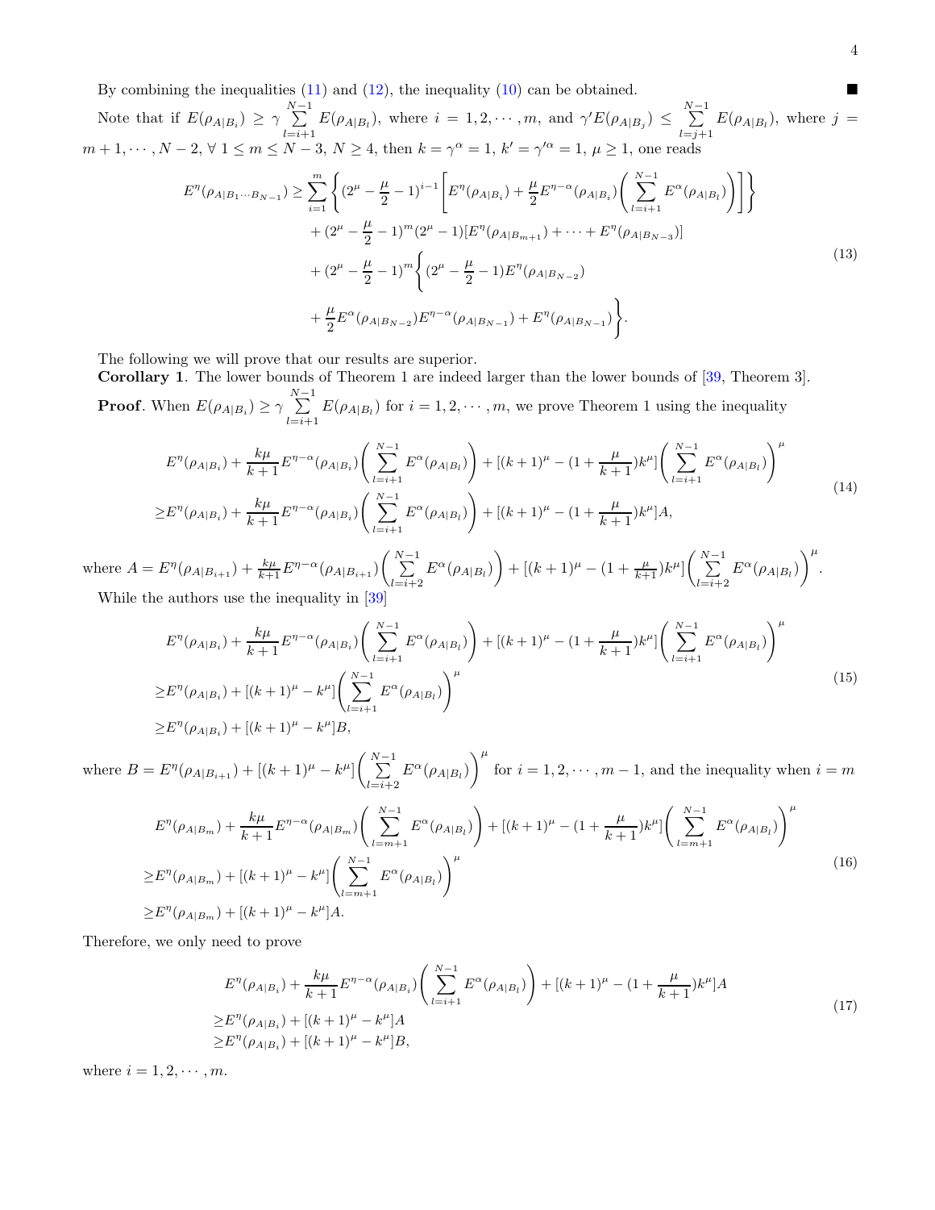By combining the inequalities (11) and (12), the inequality (10) can be obtained. ■

Note that if $E(\rho_{A|B_i}) \geq \gamma \sum_{l=i+1}^{N-1} E(\rho_{A|B_l})$, where $i = 1, 2, \cdots, m$, and $\gamma' E(\rho_{A|B_j}) \leq \sum_{l=j+1}^{N-1} E(\rho_{A|B_l})$, where $j = m+1, \cdots, N-2$, $\forall\ 1 \leq m \leq N-3$, $N \geq 4$, then $k = \gamma^{\alpha} = 1$, $k' = \gamma'^{\alpha} = 1$, $\mu \geq 1$, one reads

$$
\begin{aligned}
E^{\eta}(\rho_{A|B_1\cdots B_{N-1}}) \geq & \sum_{i=1}^{m} \Bigg\{ (2^{\mu} - \frac{\mu}{2} - 1)^{i-1} \Bigg[ E^{\eta}(\rho_{A|B_i}) + \frac{\mu}{2} E^{\eta-\alpha}(\rho_{A|B_i}) \Bigg( \sum_{l=i+1}^{N-1} E^{\alpha}(\rho_{A|B_l}) \Bigg) \Bigg] \Bigg\} \\
& + (2^{\mu} - \frac{\mu}{2} - 1)^{m} (2^{\mu} - 1) [E^{\eta}(\rho_{A|B_{m+1}}) + \cdots + E^{\eta}(\rho_{A|B_{N-3}})] \\
& + (2^{\mu} - \frac{\mu}{2} - 1)^{m} \Bigg\{ (2^{\mu} - \frac{\mu}{2} - 1) E^{\eta}(\rho_{A|B_{N-2}}) \\
& + \frac{\mu}{2} E^{\alpha}(\rho_{A|B_{N-2}}) E^{\eta-\alpha}(\rho_{A|B_{N-1}}) + E^{\eta}(\rho_{A|B_{N-1}}) \Bigg\}.
\end{aligned} \tag{13}
$$

The following we will prove that our results are superior.

**Corollary 1**. The lower bounds of Theorem 1 are indeed larger than the lower bounds of [39, Theorem 3].

**Proof**. When $E(\rho_{A|B_i}) \geq \gamma \sum_{l=i+1}^{N-1} E(\rho_{A|B_l})$ for $i = 1, 2, \cdots, m$, we prove Theorem 1 using the inequality

$$
\begin{aligned}
& E^{\eta}(\rho_{A|B_i}) + \frac{k\mu}{k+1} E^{\eta-\alpha}(\rho_{A|B_i}) \Bigg( \sum_{l=i+1}^{N-1} E^{\alpha}(\rho_{A|B_l}) \Bigg) + [(k+1)^{\mu} - (1 + \frac{\mu}{k+1}) k^{\mu}] \Bigg( \sum_{l=i+1}^{N-1} E^{\alpha}(\rho_{A|B_l}) \Bigg)^{\mu} \\
\geq & E^{\eta}(\rho_{A|B_i}) + \frac{k\mu}{k+1} E^{\eta-\alpha}(\rho_{A|B_i}) \Bigg( \sum_{l=i+1}^{N-1} E^{\alpha}(\rho_{A|B_l}) \Bigg) + [(k+1)^{\mu} - (1 + \frac{\mu}{k+1}) k^{\mu}] A,
\end{aligned} \tag{14}
$$

where $A = E^{\eta}(\rho_{A|B_{i+1}}) + \frac{k\mu}{k+1} E^{\eta-\alpha}(\rho_{A|B_{i+1}}) \Bigg( \sum_{l=i+2}^{N-1} E^{\alpha}(\rho_{A|B_l}) \Bigg) + [(k+1)^{\mu} - (1 + \frac{\mu}{k+1}) k^{\mu}] \Bigg( \sum_{l=i+2}^{N-1} E^{\alpha}(\rho_{A|B_l}) \Bigg)^{\mu}$.

While the authors use the inequality in [39]

$$
\begin{aligned}
& E^{\eta}(\rho_{A|B_i}) + \frac{k\mu}{k+1} E^{\eta-\alpha}(\rho_{A|B_i}) \Bigg( \sum_{l=i+1}^{N-1} E^{\alpha}(\rho_{A|B_l}) \Bigg) + [(k+1)^{\mu} - (1 + \frac{\mu}{k+1}) k^{\mu}] \Bigg( \sum_{l=i+1}^{N-1} E^{\alpha}(\rho_{A|B_l}) \Bigg)^{\mu} \\
\geq & E^{\eta}(\rho_{A|B_i}) + [(k+1)^{\mu} - k^{\mu}] \Bigg( \sum_{l=i+1}^{N-1} E^{\alpha}(\rho_{A|B_l}) \Bigg)^{\mu} \\
\geq & E^{\eta}(\rho_{A|B_i}) + [(k+1)^{\mu} - k^{\mu}] B,
\end{aligned} \tag{15}
$$

where $B = E^{\eta}(\rho_{A|B_{i+1}}) + [(k+1)^{\mu} - k^{\mu}] \Bigg( \sum_{l=i+2}^{N-1} E^{\alpha}(\rho_{A|B_l}) \Bigg)^{\mu}$ for $i = 1, 2, \cdots, m-1$, and the inequality when $i = m$

$$
\begin{aligned}
& E^{\eta}(\rho_{A|B_m}) + \frac{k\mu}{k+1} E^{\eta-\alpha}(\rho_{A|B_m}) \Bigg( \sum_{l=m+1}^{N-1} E^{\alpha}(\rho_{A|B_l}) \Bigg) + [(k+1)^{\mu} - (1 + \frac{\mu}{k+1}) k^{\mu}] \Bigg( \sum_{l=m+1}^{N-1} E^{\alpha}(\rho_{A|B_l}) \Bigg)^{\mu} \\
\geq & E^{\eta}(\rho_{A|B_m}) + [(k+1)^{\mu} - k^{\mu}] \Bigg( \sum_{l=m+1}^{N-1} E^{\alpha}(\rho_{A|B_l}) \Bigg)^{\mu} \\
\geq & E^{\eta}(\rho_{A|B_m}) + [(k+1)^{\mu} - k^{\mu}] A.
\end{aligned} \tag{16}
$$

Therefore, we only need to prove

$$
\begin{aligned}
& E^{\eta}(\rho_{A|B_i}) + \frac{k\mu}{k+1} E^{\eta-\alpha}(\rho_{A|B_i}) \Bigg( \sum_{l=i+1}^{N-1} E^{\alpha}(\rho_{A|B_l}) \Bigg) + [(k+1)^{\mu} - (1 + \frac{\mu}{k+1}) k^{\mu}] A \\
\geq & E^{\eta}(\rho_{A|B_i}) + [(k+1)^{\mu} - k^{\mu}] A \\
\geq & E^{\eta}(\rho_{A|B_i}) + [(k+1)^{\mu} - k^{\mu}] B,
\end{aligned} \tag{17}
$$

where $i = 1, 2, \cdots, m$.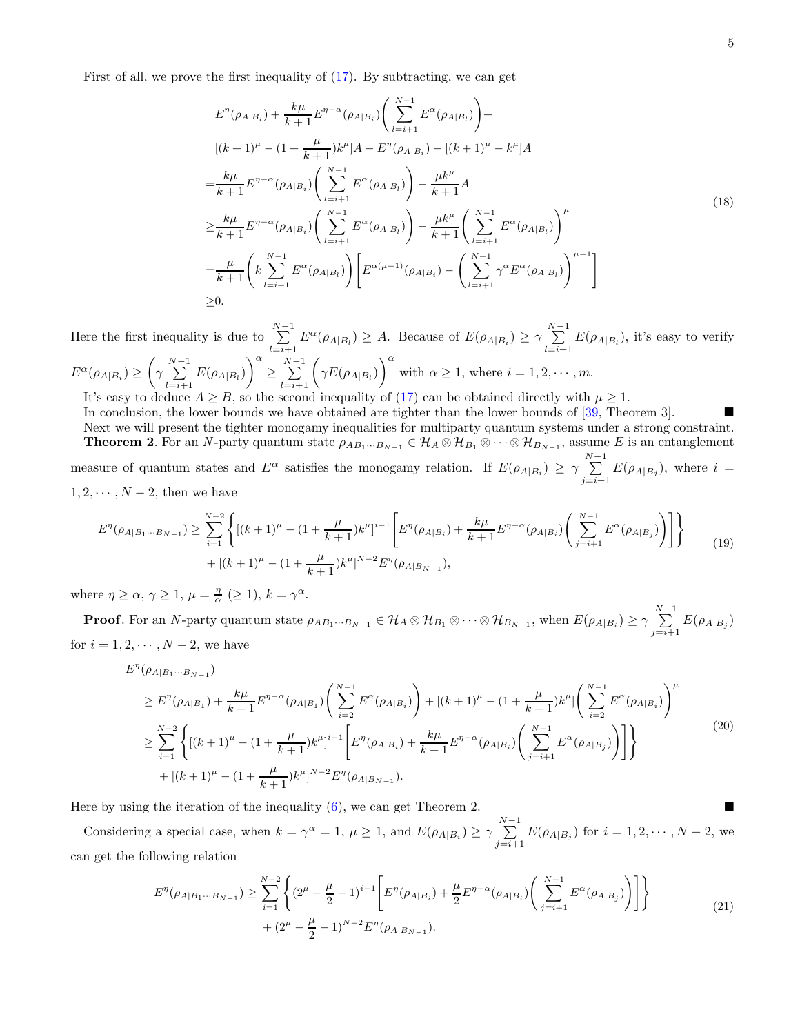First of all, we prove the first inequality of (17). By subtracting, we can get

$$
\begin{aligned}
&E^{\eta}(\rho_{A|B_i})+\frac{k\mu}{k+1}E^{\eta-\alpha}(\rho_{A|B_i})\bigg(\sum_{l=i+1}^{N-1}E^{\alpha}(\rho_{A|B_l})\bigg)+\\
&[(k+1)^{\mu}-(1+\frac{\mu}{k+1})k^{\mu}]A-E^{\eta}(\rho_{A|B_i})-[(k+1)^{\mu}-k^{\mu}]A\\
=&\frac{k\mu}{k+1}E^{\eta-\alpha}(\rho_{A|B_i})\bigg(\sum_{l=i+1}^{N-1}E^{\alpha}(\rho_{A|B_l})\bigg)-\frac{\mu k^{\mu}}{k+1}A\\
\geq&\frac{k\mu}{k+1}E^{\eta-\alpha}(\rho_{A|B_i})\bigg(\sum_{l=i+1}^{N-1}E^{\alpha}(\rho_{A|B_l})\bigg)-\frac{\mu k^{\mu}}{k+1}\bigg(\sum_{l=i+1}^{N-1}E^{\alpha}(\rho_{A|B_l})\bigg)^{\mu}\\
=&\frac{\mu}{k+1}\bigg(k\sum_{l=i+1}^{N-1}E^{\alpha}(\rho_{A|B_l})\bigg)\Bigg[E^{\alpha(\mu-1)}(\rho_{A|B_i})-\bigg(\sum_{l=i+1}^{N-1}\gamma^{\alpha}E^{\alpha}(\rho_{A|B_l})\bigg)^{\mu-1}\Bigg]\\
\geq&0.
\end{aligned}
\tag{18}
$$

Here the first inequality is due to $\sum_{l=i+1}^{N-1}E^{\alpha}(\rho_{A|B_l})\geq A$. Because of $E(\rho_{A|B_i})\geq\gamma\sum_{l=i+1}^{N-1}E(\rho_{A|B_l})$, it's easy to verify $E^{\alpha}(\rho_{A|B_i})\geq\bigg(\gamma\sum_{l=i+1}^{N-1}E(\rho_{A|B_l})\bigg)^{\alpha}\geq\sum_{l=i+1}^{N-1}\bigg(\gamma E(\rho_{A|B_l})\bigg)^{\alpha}$ with $\alpha\geq 1$, where $i=1,2,\cdots,m$.

It's easy to deduce $A\geq B$, so the second inequality of (17) can be obtained directly with $\mu\geq 1$.

In conclusion, the lower bounds we have obtained are tighter than the lower bounds of [39, Theorem 3]. ■

Next we will present the tighter monogamy inequalities for multiparty quantum systems under a strong constraint.

**Theorem 2**. For an $N$-party quantum state $\rho_{AB_1\cdots B_{N-1}}\in\mathcal{H}_A\otimes\mathcal{H}_{B_1}\otimes\cdots\otimes\mathcal{H}_{B_{N-1}}$, assume $E$ is an entanglement measure of quantum states and $E^{\alpha}$ satisfies the monogamy relation. If $E(\rho_{A|B_i})\geq\gamma\sum_{j=i+1}^{N-1}E(\rho_{A|B_j})$, where $i=1,2,\cdots,N-2$, then we have

$$
\begin{aligned}
E^{\eta}(\rho_{A|B_1\cdots B_{N-1}})\geq&\sum_{i=1}^{N-2}\Bigg\{[(k+1)^{\mu}-(1+\frac{\mu}{k+1})k^{\mu}]^{i-1}\Bigg[E^{\eta}(\rho_{A|B_i})+\frac{k\mu}{k+1}E^{\eta-\alpha}(\rho_{A|B_i})\bigg(\sum_{j=i+1}^{N-1}E^{\alpha}(\rho_{A|B_j})\bigg)\Bigg]\Bigg\}\\
&+[(k+1)^{\mu}-(1+\frac{\mu}{k+1})k^{\mu}]^{N-2}E^{\eta}(\rho_{A|B_{N-1}}),
\end{aligned}
\tag{19}
$$

where $\eta\geq\alpha$, $\gamma\geq 1$, $\mu=\frac{\eta}{\alpha}$ $(\geq 1)$, $k=\gamma^{\alpha}$.

**Proof**. For an $N$-party quantum state $\rho_{AB_1\cdots B_{N-1}}\in\mathcal{H}_A\otimes\mathcal{H}_{B_1}\otimes\cdots\otimes\mathcal{H}_{B_{N-1}}$, when $E(\rho_{A|B_i})\geq\gamma\sum_{j=i+1}^{N-1}E(\rho_{A|B_j})$ for $i=1,2,\cdots,N-2$, we have

$$
\begin{aligned}
&E^{\eta}(\rho_{A|B_1\cdots B_{N-1}})\\
&\geq E^{\eta}(\rho_{A|B_1})+\frac{k\mu}{k+1}E^{\eta-\alpha}(\rho_{A|B_1})\bigg(\sum_{i=2}^{N-1}E^{\alpha}(\rho_{A|B_i})\bigg)+[(k+1)^{\mu}-(1+\frac{\mu}{k+1})k^{\mu}]\bigg(\sum_{i=2}^{N-1}E^{\alpha}(\rho_{A|B_i})\bigg)^{\mu}\\
&\geq\sum_{i=1}^{N-2}\Bigg\{[(k+1)^{\mu}-(1+\frac{\mu}{k+1})k^{\mu}]^{i-1}\Bigg[E^{\eta}(\rho_{A|B_i})+\frac{k\mu}{k+1}E^{\eta-\alpha}(\rho_{A|B_i})\bigg(\sum_{j=i+1}^{N-1}E^{\alpha}(\rho_{A|B_j})\bigg)\Bigg]\Bigg\}\\
&\quad+[(k+1)^{\mu}-(1+\frac{\mu}{k+1})k^{\mu}]^{N-2}E^{\eta}(\rho_{A|B_{N-1}}).
\end{aligned}
\tag{20}
$$

Here by using the iteration of the inequality (6), we can get Theorem 2. ■

Considering a special case, when $k=\gamma^{\alpha}=1$, $\mu\geq 1$, and $E(\rho_{A|B_i})\geq\gamma\sum_{j=i+1}^{N-1}E(\rho_{A|B_j})$ for $i=1,2,\cdots,N-2$, we can get the following relation

$$
\begin{aligned}
E^{\eta}(\rho_{A|B_1\cdots B_{N-1}})\geq&\sum_{i=1}^{N-2}\Bigg\{(2^{\mu}-\frac{\mu}{2}-1)^{i-1}\Bigg[E^{\eta}(\rho_{A|B_i})+\frac{\mu}{2}E^{\eta-\alpha}(\rho_{A|B_i})\bigg(\sum_{j=i+1}^{N-1}E^{\alpha}(\rho_{A|B_j})\bigg)\Bigg]\Bigg\}\\
&+(2^{\mu}-\frac{\mu}{2}-1)^{N-2}E^{\eta}(\rho_{A|B_{N-1}}).
\end{aligned}
\tag{21}
$$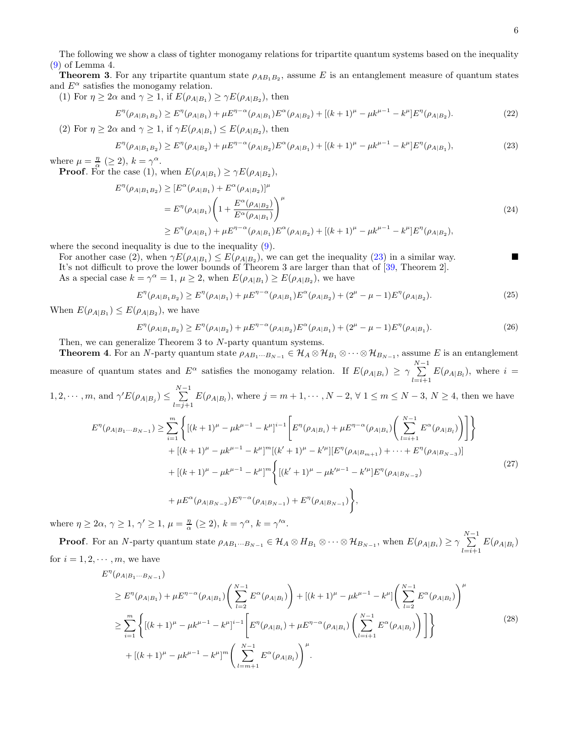The following we show a class of tighter monogamy relations for tripartite quantum systems based on the inequality (9) of Lemma 4.

**Theorem 3**. For any tripartite quantum state $\rho_{AB_1B_2}$, assume $E$ is an entanglement measure of quantum states and $E^\alpha$ satisfies the monogamy relation.

(1) For $\eta \geq 2\alpha$ and $\gamma \geq 1$, if $E(\rho_{A|B_1}) \geq \gamma E(\rho_{A|B_2})$, then

$$E^\eta(\rho_{A|B_1B_2}) \geq E^\eta(\rho_{A|B_1}) + \mu E^{\eta-\alpha}(\rho_{A|B_1}) E^\alpha(\rho_{A|B_2}) + [(k+1)^\mu - \mu k^{\mu-1} - k^\mu] E^\eta(\rho_{A|B_2}). \tag{22}$$

(2) For $\eta \geq 2\alpha$ and $\gamma \geq 1$, if $\gamma E(\rho_{A|B_1}) \leq E(\rho_{A|B_2})$, then

$$E^\eta(\rho_{A|B_1B_2}) \geq E^\eta(\rho_{A|B_2}) + \mu E^{\eta-\alpha}(\rho_{A|B_2}) E^\alpha(\rho_{A|B_1}) + [(k+1)^\mu - \mu k^{\mu-1} - k^\mu] E^\eta(\rho_{A|B_1}), \tag{23}$$

where $\mu = \frac{\eta}{\alpha}$ $(\geq 2)$, $k = \gamma^\alpha$.

**Proof**. For the case (1), when $E(\rho_{A|B_1}) \geq \gamma E(\rho_{A|B_2})$,

$$\begin{aligned}
E^\eta(\rho_{A|B_1B_2}) &\geq [E^\alpha(\rho_{A|B_1}) + E^\alpha(\rho_{A|B_2})]^\mu \\
&= E^\eta(\rho_{A|B_1}) \left(1 + \frac{E^\alpha(\rho_{A|B_2})}{E^\alpha(\rho_{A|B_1})}\right)^\mu \\
&\geq E^\eta(\rho_{A|B_1}) + \mu E^{\eta-\alpha}(\rho_{A|B_1}) E^\alpha(\rho_{A|B_2}) + [(k+1)^\mu - \mu k^{\mu-1} - k^\mu] E^\eta(\rho_{A|B_2}),
\end{aligned} \tag{24}$$

where the second inequality is due to the inequality (9).

For another case (2), when $\gamma E(\rho_{A|B_1}) \leq E(\rho_{A|B_2})$, we can get the inequality (23) in a similar way. ■

It's not difficult to prove the lower bounds of Theorem 3 are larger than that of [39, Theorem 2].

As a special case $k = \gamma^\alpha = 1$, $\mu \geq 2$, when $E(\rho_{A|B_1}) \geq E(\rho_{A|B_2})$, we have

$$E^\eta(\rho_{A|B_1B_2}) \geq E^\eta(\rho_{A|B_1}) + \mu E^{\eta-\alpha}(\rho_{A|B_1}) E^\alpha(\rho_{A|B_2}) + (2^\mu - \mu - 1) E^\eta(\rho_{A|B_2}). \tag{25}$$

When $E(\rho_{A|B_1}) \leq E(\rho_{A|B_2})$, we have

$$E^\eta(\rho_{A|B_1B_2}) \geq E^\eta(\rho_{A|B_2}) + \mu E^{\eta-\alpha}(\rho_{A|B_2}) E^\alpha(\rho_{A|B_1}) + (2^\mu - \mu - 1) E^\eta(\rho_{A|B_1}). \tag{26}$$

Then, we can generalize Theorem 3 to $N$-party quantum systems.

**Theorem 4**. For an $N$-party quantum state $\rho_{AB_1\cdots B_{N-1}} \in \mathcal{H}_A \otimes \mathcal{H}_{B_1} \otimes \cdots \otimes \mathcal{H}_{B_{N-1}}$, assume $E$ is an entanglement measure of quantum states and $E^\alpha$ satisfies the monogamy relation. If $E(\rho_{A|B_i}) \geq \gamma \sum_{l=i+1}^{N-1} E(\rho_{A|B_l})$, where $i = 1, 2, \cdots, m$, and $\gamma' E(\rho_{A|B_j}) \leq \sum_{l=j+1}^{N-1} E(\rho_{A|B_l})$, where $j = m+1, \cdots, N-2$, $\forall\ 1 \leq m \leq N-3$, $N \geq 4$, then we have

$$\begin{aligned}
E^\eta(\rho_{A|B_1\cdots B_{N-1}}) \geq& \sum_{i=1}^{m} \left\{ [(k+1)^\mu - \mu k^{\mu-1} - k^\mu]^{i-1} \left[ E^\eta(\rho_{A|B_i}) + \mu E^{\eta-\alpha}(\rho_{A|B_i}) \left( \sum_{l=i+1}^{N-1} E^\alpha(\rho_{A|B_l}) \right) \right] \right\} \\
&+ [(k+1)^\mu - \mu k^{\mu-1} - k^\mu]^m [(k'+1)^\mu - k'^\mu][E^\eta(\rho_{A|B_{m+1}}) + \cdots + E^\eta(\rho_{A|B_{N-3}})] \\
&+ [(k+1)^\mu - \mu k^{\mu-1} - k^\mu]^m \Big\{ [(k'+1)^\mu - \mu k'^{\mu-1} - k'^\mu] E^\eta(\rho_{A|B_{N-2}}) \\
&+ \mu E^\alpha(\rho_{A|B_{N-2}}) E^{\eta-\alpha}(\rho_{A|B_{N-1}}) + E^\eta(\rho_{A|B_{N-1}}) \Big\},
\end{aligned} \tag{27}$$

where $\eta \geq 2\alpha$, $\gamma \geq 1$, $\gamma' \geq 1$, $\mu = \frac{\eta}{\alpha}$ $(\geq 2)$, $k = \gamma^\alpha$, $k = \gamma'^\alpha$.

**Proof**. For an $N$-party quantum state $\rho_{AB_1\cdots B_{N-1}} \in \mathcal{H}_A \otimes H_{B_1} \otimes \cdots \otimes \mathcal{H}_{B_{N-1}}$, when $E(\rho_{A|B_i}) \geq \gamma \sum_{l=i+1}^{N-1} E(\rho_{A|B_l})$ for $i = 1, 2, \cdots, m$, we have

$$\begin{aligned}
&E^\eta(\rho_{A|B_1\cdots B_{N-1}}) \\
&\geq E^\eta(\rho_{A|B_1}) + \mu E^{\eta-\alpha}(\rho_{A|B_1}) \left( \sum_{l=2}^{N-1} E^\alpha(\rho_{A|B_l}) \right) + [(k+1)^\mu - \mu k^{\mu-1} - k^\mu] \left( \sum_{l=2}^{N-1} E^\alpha(\rho_{A|B_l}) \right)^\mu \\
&\geq \sum_{i=1}^{m} \left\{ [(k+1)^\mu - \mu k^{\mu-1} - k^\mu]^{i-1} \left[ E^\eta(\rho_{A|B_i}) + \mu E^{\eta-\alpha}(\rho_{A|B_i}) \left( \sum_{l=i+1}^{N-1} E^\alpha(\rho_{A|B_l}) \right) \right] \right\} \\
&\quad + [(k+1)^\mu - \mu k^{\mu-1} - k^\mu]^m \left( \sum_{l=m+1}^{N-1} E^\alpha(\rho_{A|B_l}) \right)^\mu.
\end{aligned} \tag{28}$$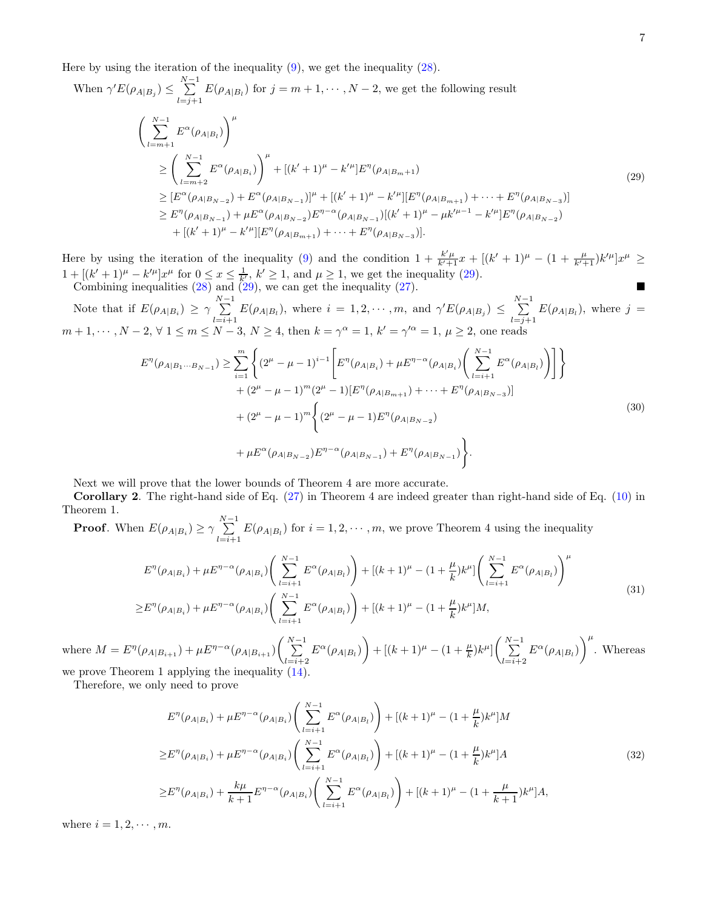Here by using the iteration of the inequality (9), we get the inequality (28).

When $\gamma' E(\rho_{A|B_j}) \leq \sum_{l=j+1}^{N-1} E(\rho_{A|B_l})$ for $j = m+1, \cdots, N-2$, we get the following result

$$
\begin{aligned}
&\left(\sum_{l=m+1}^{N-1} E^{\alpha}(\rho_{A|B_l})\right)^{\mu} \\
&\geq \left(\sum_{l=m+2}^{N-1} E^{\alpha}(\rho_{A|B_i})\right)^{\mu} + [(k'+1)^{\mu} - k'^{\mu}]E^{\eta}(\rho_{A|B_{m+1}}) \\
&\geq [E^{\alpha}(\rho_{A|B_{N-2}}) + E^{\alpha}(\rho_{A|B_{N-1}})]^{\mu} + [(k'+1)^{\mu} - k'^{\mu}][E^{\eta}(\rho_{A|B_{m+1}}) + \cdots + E^{\eta}(\rho_{A|B_{N-3}})] \\
&\geq E^{\eta}(\rho_{A|B_{N-1}}) + \mu E^{\alpha}(\rho_{A|B_{N-2}})E^{\eta-\alpha}(\rho_{A|B_{N-1}})[(k'+1)^{\mu} - \mu k'^{\mu-1} - k'^{\mu}]E^{\eta}(\rho_{A|B_{N-2}}) \\
&\quad + [(k'+1)^{\mu} - k'^{\mu}][E^{\eta}(\rho_{A|B_{m+1}}) + \cdots + E^{\eta}(\rho_{A|B_{N-3}})].
\end{aligned}
\tag{29}
$$

Here by using the iteration of the inequality (9) and the condition $1 + \frac{k'\mu}{k'+1}x + [(k'+1)^{\mu} - (1+\frac{\mu}{k'+1})k'^{\mu}]x^{\mu} \geq 1 + [(k'+1)^{\mu} - k'^{\mu}]x^{\mu}$ for $0 \leq x \leq \frac{1}{k'}$, $k' \geq 1$, and $\mu \geq 1$, we get the inequality (29).

Combining inequalities (28) and (29), we can get the inequality (27). ■

Note that if $E(\rho_{A|B_i}) \geq \gamma \sum_{l=i+1}^{N-1} E(\rho_{A|B_l})$, where $i = 1, 2, \cdots, m$, and $\gamma' E(\rho_{A|B_j}) \leq \sum_{l=j+1}^{N-1} E(\rho_{A|B_l})$, where $j = m+1, \cdots, N-2$, $\forall\ 1 \leq m \leq N-3$, $N \geq 4$, then $k = \gamma^{\alpha} = 1$, $k' = \gamma'^{\alpha} = 1$, $\mu \geq 2$, one reads

$$
\begin{aligned}
E^{\eta}(\rho_{A|B_1\cdots B_{N-1}}) \geq &\sum_{i=1}^{m}\left\{(2^{\mu} - \mu - 1)^{i-1}\left[E^{\eta}(\rho_{A|B_i}) + \mu E^{\eta-\alpha}(\rho_{A|B_i})\left(\sum_{l=i+1}^{N-1} E^{\alpha}(\rho_{A|B_l})\right)\right]\right\} \\
&+ (2^{\mu} - \mu - 1)^{m}(2^{\mu} - 1)[E^{\eta}(\rho_{A|B_{m+1}}) + \cdots + E^{\eta}(\rho_{A|B_{N-3}})] \\
&+ (2^{\mu} - \mu - 1)^{m}\left\{(2^{\mu} - \mu - 1)E^{\eta}(\rho_{A|B_{N-2}})\right. \\
&\left. + \mu E^{\alpha}(\rho_{A|B_{N-2}})E^{\eta-\alpha}(\rho_{A|B_{N-1}}) + E^{\eta}(\rho_{A|B_{N-1}})\right\}.
\end{aligned}
\tag{30}
$$

Next we will prove that the lower bounds of Theorem 4 are more accurate.

**Corollary 2**. The right-hand side of Eq. (27) in Theorem 4 are indeed greater than right-hand side of Eq. (10) in Theorem 1.

**Proof**. When $E(\rho_{A|B_i}) \geq \gamma \sum_{l=i+1}^{N-1} E(\rho_{A|B_l})$ for $i = 1, 2, \cdots, m$, we prove Theorem 4 using the inequality

$$
\begin{aligned}
&E^{\eta}(\rho_{A|B_i}) + \mu E^{\eta-\alpha}(\rho_{A|B_i})\left(\sum_{l=i+1}^{N-1} E^{\alpha}(\rho_{A|B_l})\right) + [(k+1)^{\mu} - (1+\frac{\mu}{k})k^{\mu}]\left(\sum_{l=i+1}^{N-1} E^{\alpha}(\rho_{A|B_l})\right)^{\mu} \\
\geq &E^{\eta}(\rho_{A|B_i}) + \mu E^{\eta-\alpha}(\rho_{A|B_i})\left(\sum_{l=i+1}^{N-1} E^{\alpha}(\rho_{A|B_l})\right) + [(k+1)^{\mu} - (1+\frac{\mu}{k})k^{\mu}]M,
\end{aligned}
\tag{31}
$$

where $M = E^{\eta}(\rho_{A|B_{i+1}}) + \mu E^{\eta-\alpha}(\rho_{A|B_{i+1}})\left(\sum_{l=i+2}^{N-1} E^{\alpha}(\rho_{A|B_l})\right) + [(k+1)^{\mu} - (1+\frac{\mu}{k})k^{\mu}]\left(\sum_{l=i+2}^{N-1} E^{\alpha}(\rho_{A|B_l})\right)^{\mu}$. Whereas we prove Theorem 1 applying the inequality (14).

Therefore, we only need to prove

$$
\begin{aligned}
&E^{\eta}(\rho_{A|B_i}) + \mu E^{\eta-\alpha}(\rho_{A|B_i})\left(\sum_{l=i+1}^{N-1} E^{\alpha}(\rho_{A|B_l})\right) + [(k+1)^{\mu} - (1+\frac{\mu}{k})k^{\mu}]M \\
\geq &E^{\eta}(\rho_{A|B_i}) + \mu E^{\eta-\alpha}(\rho_{A|B_i})\left(\sum_{l=i+1}^{N-1} E^{\alpha}(\rho_{A|B_l})\right) + [(k+1)^{\mu} - (1+\frac{\mu}{k})k^{\mu}]A \\
\geq &E^{\eta}(\rho_{A|B_i}) + \frac{k\mu}{k+1}E^{\eta-\alpha}(\rho_{A|B_i})\left(\sum_{l=i+1}^{N-1} E^{\alpha}(\rho_{A|B_l})\right) + [(k+1)^{\mu} - (1+\frac{\mu}{k+1})k^{\mu}]A,
\end{aligned}
\tag{32}
$$

where $i = 1, 2, \cdots, m$.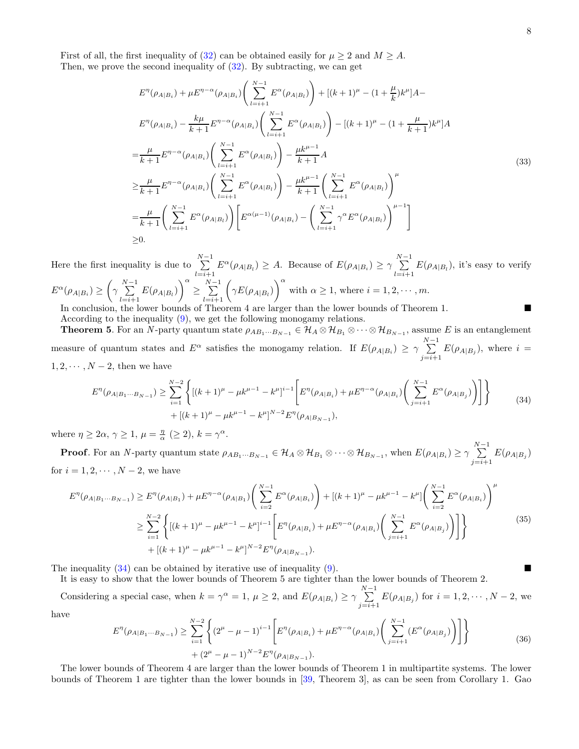First of all, the first inequality of (32) can be obtained easily for $\mu \geq 2$ and $M \geq A$.

Then, we prove the second inequality of (32). By subtracting, we can get

$$
\begin{aligned}
& E^{\eta}(\rho_{A|B_i}) + \mu E^{\eta-\alpha}(\rho_{A|B_i})\left(\sum_{l=i+1}^{N-1} E^{\alpha}(\rho_{A|B_l})\right) + [(k+1)^{\mu} - (1+\frac{\mu}{k})k^{\mu}]A - \\
& E^{\eta}(\rho_{A|B_i}) - \frac{k\mu}{k+1} E^{\eta-\alpha}(\rho_{A|B_i})\left(\sum_{l=i+1}^{N-1} E^{\alpha}(\rho_{A|B_l})\right) - [(k+1)^{\mu} - (1+\frac{\mu}{k+1})k^{\mu}]A \\
= & \frac{\mu}{k+1} E^{\eta-\alpha}(\rho_{A|B_i})\left(\sum_{l=i+1}^{N-1} E^{\alpha}(\rho_{A|B_l})\right) - \frac{\mu k^{\mu-1}}{k+1} A \\
\geq & \frac{\mu}{k+1} E^{\eta-\alpha}(\rho_{A|B_i})\left(\sum_{l=i+1}^{N-1} E^{\alpha}(\rho_{A|B_l})\right) - \frac{\mu k^{\mu-1}}{k+1}\left(\sum_{l=i+1}^{N-1} E^{\alpha}(\rho_{A|B_l})\right)^{\mu} \\
= & \frac{\mu}{k+1}\left(\sum_{l=i+1}^{N-1} E^{\alpha}(\rho_{A|B_l})\right)\left[E^{\alpha(\mu-1)}(\rho_{A|B_i}) - \left(\sum_{l=i+1}^{N-1} \gamma^{\alpha} E^{\alpha}(\rho_{A|B_l})\right)^{\mu-1}\right] \\
\geq & 0.
\end{aligned}
\tag{33}
$$

Here the first inequality is due to $\sum_{l=i+1}^{N-1} E^{\alpha}(\rho_{A|B_l}) \geq A$. Because of $E(\rho_{A|B_i}) \geq \gamma \sum_{l=i+1}^{N-1} E(\rho_{A|B_l})$, it's easy to verify $E^{\alpha}(\rho_{A|B_i}) \geq \left(\gamma \sum_{l=i+1}^{N-1} E(\rho_{A|B_l})\right)^{\alpha} \geq \sum_{l=i+1}^{N-1}\left(\gamma E(\rho_{A|B_l})\right)^{\alpha}$ with $\alpha \geq 1$, where $i = 1, 2, \cdots, m$.

In conclusion, the lower bounds of Theorem 4 are larger than the lower bounds of Theorem 1. ■

According to the inequality (9), we get the following monogamy relations.

**Theorem 5**. For an $N$-party quantum state $\rho_{AB_1\cdots B_{N-1}} \in \mathcal{H}_A \otimes \mathcal{H}_{B_1} \otimes \cdots \otimes \mathcal{H}_{B_{N-1}}$, assume $E$ is an entanglement measure of quantum states and $E^{\alpha}$ satisfies the monogamy relation. If $E(\rho_{A|B_i}) \geq \gamma \sum_{j=i+1}^{N-1} E(\rho_{A|B_j})$, where $i = 1, 2, \cdots, N-2$, then we have

$$
\begin{aligned}
E^{\eta}(\rho_{A|B_1\cdots B_{N-1}}) \geq & \sum_{i=1}^{N-2}\left\{[(k+1)^{\mu} - \mu k^{\mu-1} - k^{\mu}]^{i-1}\left[E^{\eta}(\rho_{A|B_i}) + \mu E^{\eta-\alpha}(\rho_{A|B_i})\left(\sum_{j=i+1}^{N-1} E^{\alpha}(\rho_{A|B_j})\right)\right]\right\} \\
& + [(k+1)^{\mu} - \mu k^{\mu-1} - k^{\mu}]^{N-2} E^{\eta}(\rho_{A|B_{N-1}}),
\end{aligned}
\tag{34}
$$

where $\eta \geq 2\alpha$, $\gamma \geq 1$, $\mu = \frac{\eta}{\alpha}$ $(\geq 2)$, $k = \gamma^{\alpha}$.

**Proof**. For an $N$-party quantum state $\rho_{AB_1\cdots B_{N-1}} \in \mathcal{H}_A \otimes \mathcal{H}_{B_1} \otimes \cdots \otimes \mathcal{H}_{B_{N-1}}$, when $E(\rho_{A|B_i}) \geq \gamma \sum_{j=i+1}^{N-1} E(\rho_{A|B_j})$ for $i = 1, 2, \cdots, N-2$, we have

$$
\begin{aligned}
E^{\eta}(\rho_{A|B_1\cdots B_{N-1}}) \geq & E^{\eta}(\rho_{A|B_1}) + \mu E^{\eta-\alpha}(\rho_{A|B_1})\left(\sum_{i=2}^{N-1} E^{\alpha}(\rho_{A|B_i})\right) + [(k+1)^{\mu} - \mu k^{\mu-1} - k^{\mu}]\left(\sum_{i=2}^{N-1} E^{\alpha}(\rho_{A|B_i})\right)^{\mu} \\
\geq & \sum_{i=1}^{N-2}\left\{[(k+1)^{\mu} - \mu k^{\mu-1} - k^{\mu}]^{i-1}\left[E^{\eta}(\rho_{A|B_i}) + \mu E^{\eta-\alpha}(\rho_{A|B_i})\left(\sum_{j=i+1}^{N-1} E^{\alpha}(\rho_{A|B_j})\right)\right]\right\} \\
& + [(k+1)^{\mu} - \mu k^{\mu-1} - k^{\mu}]^{N-2} E^{\eta}(\rho_{A|B_{N-1}}).
\end{aligned}
\tag{35}
$$

The inequality (34) can be obtained by iterative use of inequality (9). ■

It is easy to show that the lower bounds of Theorem 5 are tighter than the lower bounds of Theorem 2.

Considering a special case, when $k = \gamma^{\alpha} = 1$, $\mu \geq 2$, and $E(\rho_{A|B_i}) \geq \gamma \sum_{j=i+1}^{N-1} E(\rho_{A|B_j})$ for $i = 1, 2, \cdots, N-2$, we have

$$
\begin{aligned}
E^{\eta}(\rho_{A|B_1\cdots B_{N-1}}) \geq & \sum_{i=1}^{N-2}\left\{(2^{\mu} - \mu - 1)^{i-1}\left[E^{\eta}(\rho_{A|B_i}) + \mu E^{\eta-\alpha}(\rho_{A|B_i})\left(\sum_{j=i+1}^{N-1}(E^{\alpha}(\rho_{A|B_j})\right)\right]\right\} \\
& + (2^{\mu} - \mu - 1)^{N-2} E^{\eta}(\rho_{A|B_{N-1}}).
\end{aligned}
\tag{36}
$$

The lower bounds of Theorem 4 are larger than the lower bounds of Theorem 1 in multipartite systems. The lower bounds of Theorem 1 are tighter than the lower bounds in [39, Theorem 3], as can be seen from Corollary 1. Gao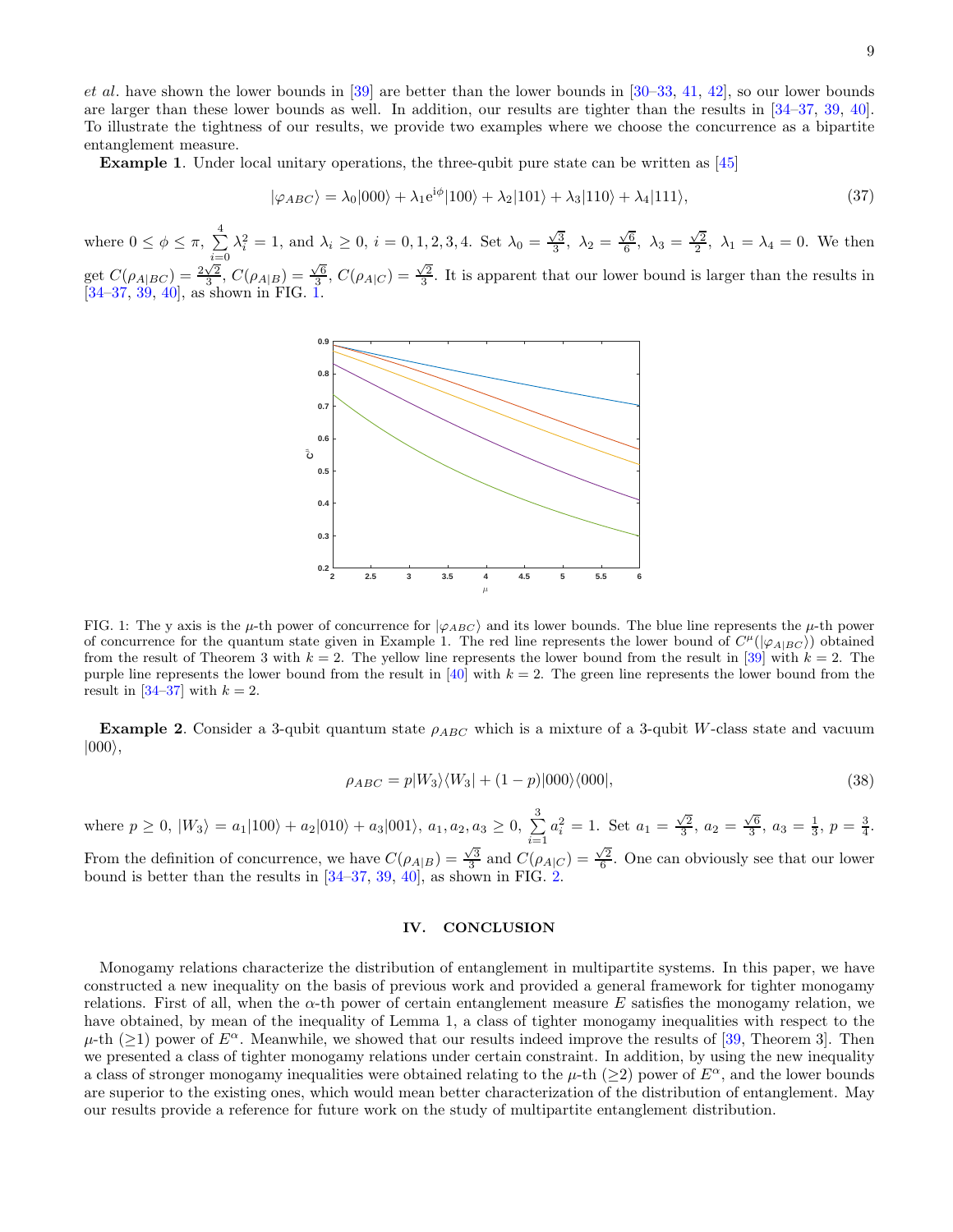*et al*. have shown the lower bounds in [39] are better than the lower bounds in [30–33, 41, 42], so our lower bounds are larger than these lower bounds as well. In addition, our results are tighter than the results in [34–37, 39, 40]. To illustrate the tightness of our results, we provide two examples where we choose the concurrence as a bipartite entanglement measure.

**Example 1**. Under local unitary operations, the three-qubit pure state can be written as [45]

$$|\varphi_{ABC}\rangle = \lambda_0|000\rangle + \lambda_1 e^{i\phi}|100\rangle + \lambda_2|101\rangle + \lambda_3|110\rangle + \lambda_4|111\rangle, \tag{37}$$

where $0 \leq \phi \leq \pi$, $\sum_{i=0}^{4}\lambda_i^2 = 1$, and $\lambda_i \geq 0$, $i = 0, 1, 2, 3, 4$. Set $\lambda_0 = \frac{\sqrt{3}}{3}$, $\lambda_2 = \frac{\sqrt{6}}{6}$, $\lambda_3 = \frac{\sqrt{2}}{2}$, $\lambda_1 = \lambda_4 = 0$. We then get $C(\rho_{A|BC}) = \frac{2\sqrt{2}}{3}$, $C(\rho_{A|B}) = \frac{\sqrt{6}}{3}$, $C(\rho_{A|C}) = \frac{\sqrt{2}}{3}$. It is apparent that our lower bound is larger than the results in [34–37, 39, 40], as shown in FIG. 1.

FIG. 1: The y axis is the $\mu$-th power of concurrence for $|\varphi_{ABC}\rangle$ and its lower bounds. The blue line represents the $\mu$-th power of concurrence for the quantum state given in Example 1. The red line represents the lower bound of $C^{\mu}(|\varphi_{A|BC}\rangle)$ obtained from the result of Theorem 3 with $k = 2$. The yellow line represents the lower bound from the result in [39] with $k = 2$. The purple line represents the lower bound from the result in [40] with $k = 2$. The green line represents the lower bound from the result in [34–37] with $k = 2$.

**Example 2**. Consider a 3-qubit quantum state $\rho_{ABC}$ which is a mixture of a 3-qubit $W$-class state and vacuum $|000\rangle$,

$$\rho_{ABC} = p|W_3\rangle\langle W_3| + (1-p)|000\rangle\langle 000|, \tag{38}$$

where $p \geq 0$, $|W_3\rangle = a_1|100\rangle + a_2|010\rangle + a_3|001\rangle$, $a_1, a_2, a_3 \geq 0$, $\sum_{i=1}^{3} a_i^2 = 1$. Set $a_1 = \frac{\sqrt{2}}{3}$, $a_2 = \frac{\sqrt{6}}{3}$, $a_3 = \frac{1}{3}$, $p = \frac{3}{4}$. From the definition of concurrence, we have $C(\rho_{A|B}) = \frac{\sqrt{3}}{3}$ and $C(\rho_{A|C}) = \frac{\sqrt{2}}{6}$. One can obviously see that our lower bound is better than the results in [34–37, 39, 40], as shown in FIG. 2.

## IV. CONCLUSION

Monogamy relations characterize the distribution of entanglement in multipartite systems. In this paper, we have constructed a new inequality on the basis of previous work and provided a general framework for tighter monogamy relations. First of all, when the $\alpha$-th power of certain entanglement measure $E$ satisfies the monogamy relation, we have obtained, by mean of the inequality of Lemma 1, a class of tighter monogamy inequalities with respect to the $\mu$-th ($\geq$1) power of $E^{\alpha}$. Meanwhile, we showed that our results indeed improve the results of [39, Theorem 3]. Then we presented a class of tighter monogamy relations under certain constraint. In addition, by using the new inequality a class of stronger monogamy inequalities were obtained relating to the $\mu$-th ($\geq$2) power of $E^{\alpha}$, and the lower bounds are superior to the existing ones, which would mean better characterization of the distribution of entanglement. May our results provide a reference for future work on the study of multipartite entanglement distribution.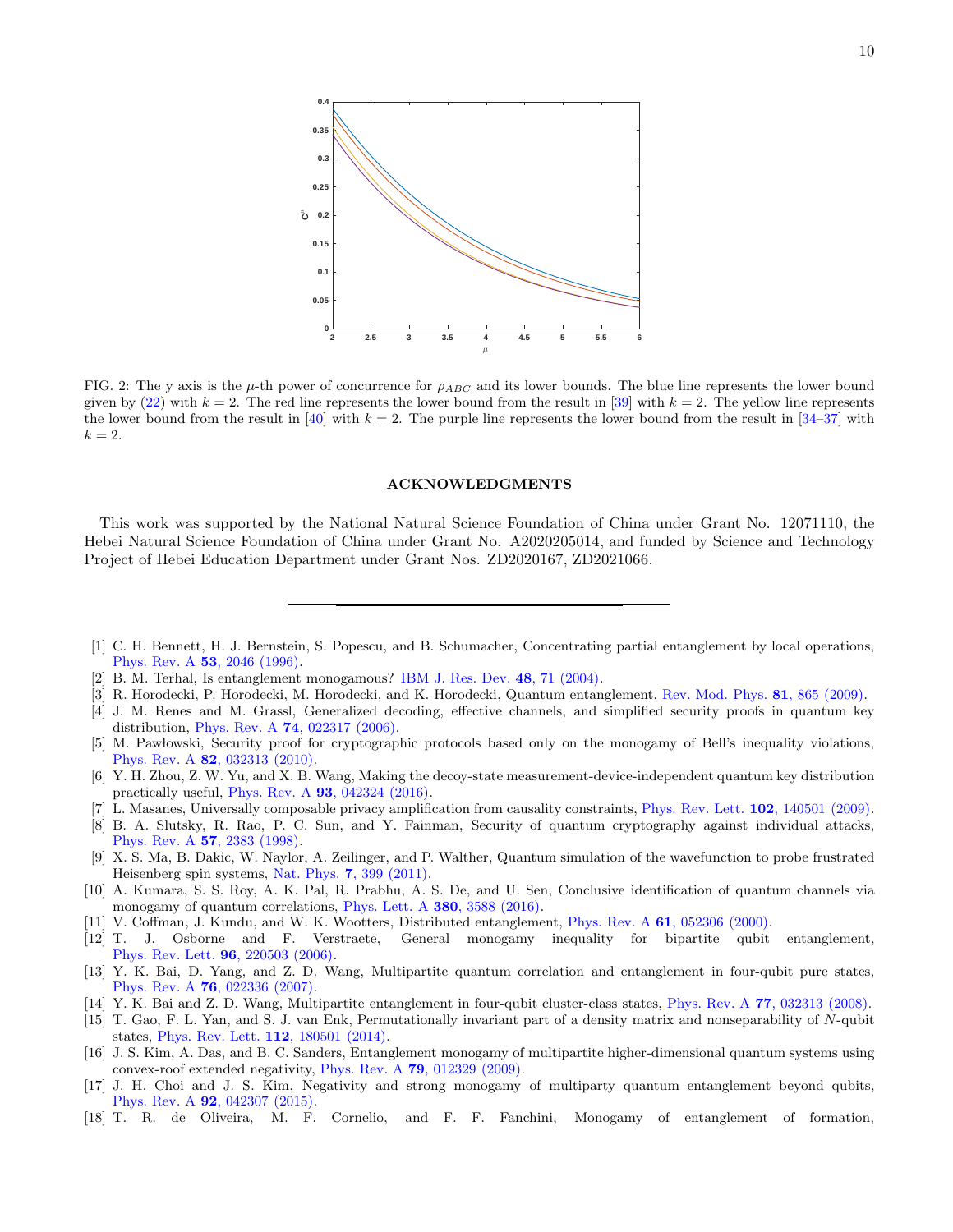FIG. 2: The y axis is the $\mu$-th power of concurrence for $\rho_{ABC}$ and its lower bounds. The blue line represents the lower bound given by (22) with $k = 2$. The red line represents the lower bound from the result in [39] with $k = 2$. The yellow line represents the lower bound from the result in [40] with $k = 2$. The purple line represents the lower bound from the result in [34–37] with $k = 2$.

## ACKNOWLEDGMENTS

This work was supported by the National Natural Science Foundation of China under Grant No. 12071110, the Hebei Natural Science Foundation of China under Grant No. A2020205014, and funded by Science and Technology Project of Hebei Education Department under Grant Nos. ZD2020167, ZD2021066.

---

[1] C. H. Bennett, H. J. Bernstein, S. Popescu, and B. Schumacher, Concentrating partial entanglement by local operations, Phys. Rev. A **53**, 2046 (1996).

[2] B. M. Terhal, Is entanglement monogamous? IBM J. Res. Dev. **48**, 71 (2004).

[3] R. Horodecki, P. Horodecki, M. Horodecki, and K. Horodecki, Quantum entanglement, Rev. Mod. Phys. **81**, 865 (2009).

[4] J. M. Renes and M. Grassl, Generalized decoding, effective channels, and simplified security proofs in quantum key distribution, Phys. Rev. A **74**, 022317 (2006).

[5] M. Pawłowski, Security proof for cryptographic protocols based only on the monogamy of Bell's inequality violations, Phys. Rev. A **82**, 032313 (2010).

[6] Y. H. Zhou, Z. W. Yu, and X. B. Wang, Making the decoy-state measurement-device-independent quantum key distribution practically useful, Phys. Rev. A **93**, 042324 (2016).

[7] L. Masanes, Universally composable privacy amplification from causality constraints, Phys. Rev. Lett. **102**, 140501 (2009).

[8] B. A. Slutsky, R. Rao, P. C. Sun, and Y. Fainman, Security of quantum cryptography against individual attacks, Phys. Rev. A **57**, 2383 (1998).

[9] X. S. Ma, B. Dakic, W. Naylor, A. Zeilinger, and P. Walther, Quantum simulation of the wavefunction to probe frustrated Heisenberg spin systems, Nat. Phys. **7**, 399 (2011).

[10] A. Kumara, S. S. Roy, A. K. Pal, R. Prabhu, A. S. De, and U. Sen, Conclusive identification of quantum channels via monogamy of quantum correlations, Phys. Lett. A **380**, 3588 (2016).

[11] V. Coffman, J. Kundu, and W. K. Wootters, Distributed entanglement, Phys. Rev. A **61**, 052306 (2000).

[12] T. J. Osborne and F. Verstraete, General monogamy inequality for bipartite qubit entanglement, Phys. Rev. Lett. **96**, 220503 (2006).

[13] Y. K. Bai, D. Yang, and Z. D. Wang, Multipartite quantum correlation and entanglement in four-qubit pure states, Phys. Rev. A **76**, 022336 (2007).

[14] Y. K. Bai and Z. D. Wang, Multipartite entanglement in four-qubit cluster-class states, Phys. Rev. A **77**, 032313 (2008).

[15] T. Gao, F. L. Yan, and S. J. van Enk, Permutationally invariant part of a density matrix and nonseparability of $N$-qubit states, Phys. Rev. Lett. **112**, 180501 (2014).

[16] J. S. Kim, A. Das, and B. C. Sanders, Entanglement monogamy of multipartite higher-dimensional quantum systems using convex-roof extended negativity, Phys. Rev. A **79**, 012329 (2009).

[17] J. H. Choi and J. S. Kim, Negativity and strong monogamy of multiparty quantum entanglement beyond qubits, Phys. Rev. A **92**, 042307 (2015).

[18] T. R. de Oliveira, M. F. Cornelio, and F. F. Fanchini, Monogamy of entanglement of formation,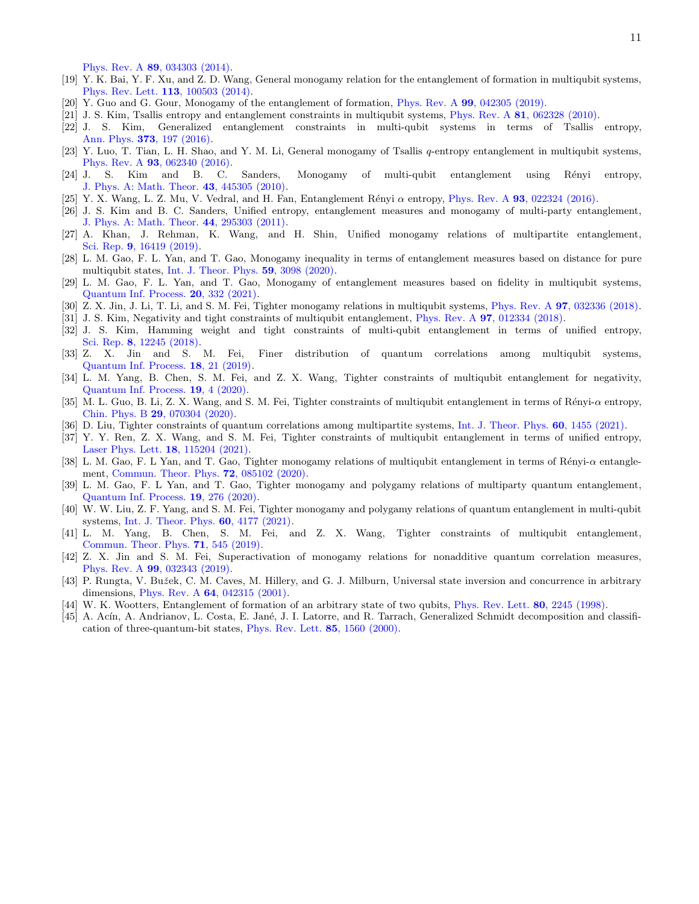Phys. Rev. A **89**, 034303 (2014).

[19] Y. K. Bai, Y. F. Xu, and Z. D. Wang, General monogamy relation for the entanglement of formation in multiqubit systems, Phys. Rev. Lett. **113**, 100503 (2014).

[20] Y. Guo and G. Gour, Monogamy of the entanglement of formation, Phys. Rev. A **99**, 042305 (2019).

[21] J. S. Kim, Tsallis entropy and entanglement constraints in multiqubit systems, Phys. Rev. A **81**, 062328 (2010).

[22] J. S. Kim, Generalized entanglement constraints in multi-qubit systems in terms of Tsallis entropy, Ann. Phys. **373**, 197 (2016).

[23] Y. Luo, T. Tian, L. H. Shao, and Y. M. Li, General monogamy of Tsallis $q$-entropy entanglement in multiqubit systems, Phys. Rev. A **93**, 062340 (2016).

[24] J. S. Kim and B. C. Sanders, Monogamy of multi-qubit entanglement using Rényi entropy, J. Phys. A: Math. Theor. **43**, 445305 (2010).

[25] Y. X. Wang, L. Z. Mu, V. Vedral, and H. Fan, Entanglement Rényi $\alpha$ entropy, Phys. Rev. A **93**, 022324 (2016).

[26] J. S. Kim and B. C. Sanders, Unified entropy, entanglement measures and monogamy of multi-party entanglement, J. Phys. A: Math. Theor. **44**, 295303 (2011).

[27] A. Khan, J. Rehman, K. Wang, and H. Shin, Unified monogamy relations of multipartite entanglement, Sci. Rep. **9**, 16419 (2019).

[28] L. M. Gao, F. L. Yan, and T. Gao, Monogamy inequality in terms of entanglement measures based on distance for pure multiqubit states, Int. J. Theor. Phys. **59**, 3098 (2020).

[29] L. M. Gao, F. L. Yan, and T. Gao, Monogamy of entanglement measures based on fidelity in multiqubit systems, Quantum Inf. Process. **20**, 332 (2021).

[30] Z. X. Jin, J. Li, T. Li, and S. M. Fei, Tighter monogamy relations in multiqubit systems, Phys. Rev. A **97**, 032336 (2018).

[31] J. S. Kim, Negativity and tight constraints of multiqubit entanglement, Phys. Rev. A **97**, 012334 (2018).

[32] J. S. Kim, Hamming weight and tight constraints of multi-qubit entanglement in terms of unified entropy, Sci. Rep. **8**, 12245 (2018).

[33] Z. X. Jin and S. M. Fei, Finer distribution of quantum correlations among multiqubit systems, Quantum Inf. Process. **18**, 21 (2019).

[34] L. M. Yang, B. Chen, S. M. Fei, and Z. X. Wang, Tighter constraints of multiqubit entanglement for negativity, Quantum Inf. Process. **19**, 4 (2020).

[35] M. L. Guo, B. Li, Z. X. Wang, and S. M. Fei, Tighter constraints of multiqubit entanglement in terms of Rényi-$\alpha$ entropy, Chin. Phys. B **29**, 070304 (2020).

[36] D. Liu, Tighter constraints of quantum correlations among multipartite systems, Int. J. Theor. Phys. **60**, 1455 (2021).

[37] Y. Y. Ren, Z. X. Wang, and S. M. Fei, Tighter constraints of multiqubit entanglement in terms of unified entropy, Laser Phys. Lett. **18**, 115204 (2021).

[38] L. M. Gao, F. L Yan, and T. Gao, Tighter monogamy relations of multiqubit entanglement in terms of Rényi-$\alpha$ entanglement, Commun. Theor. Phys. **72**, 085102 (2020).

[39] L. M. Gao, F. L Yan, and T. Gao, Tighter monogamy and polygamy relations of multiparty quantum entanglement, Quantum Inf. Process. **19**, 276 (2020).

[40] W. W. Liu, Z. F. Yang, and S. M. Fei, Tighter monogamy and polygamy relations of quantum entanglement in multi-qubit systems, Int. J. Theor. Phys. **60**, 4177 (2021).

[41] L. M. Yang, B. Chen, S. M. Fei, and Z. X. Wang, Tighter constraints of multiqubit entanglement, Commun. Theor. Phys. **71**, 545 (2019).

[42] Z. X. Jin and S. M. Fei, Superactivation of monogamy relations for nonadditive quantum correlation measures, Phys. Rev. A **99**, 032343 (2019).

[43] P. Rungta, V. Bužek, C. M. Caves, M. Hillery, and G. J. Milburn, Universal state inversion and concurrence in arbitrary dimensions, Phys. Rev. A **64**, 042315 (2001).

[44] W. K. Wootters, Entanglement of formation of an arbitrary state of two qubits, Phys. Rev. Lett. **80**, 2245 (1998).

[45] A. Acín, A. Andrianov, L. Costa, E. Jané, J. I. Latorre, and R. Tarrach, Generalized Schmidt decomposition and classification of three-quantum-bit states, Phys. Rev. Lett. **85**, 1560 (2000).